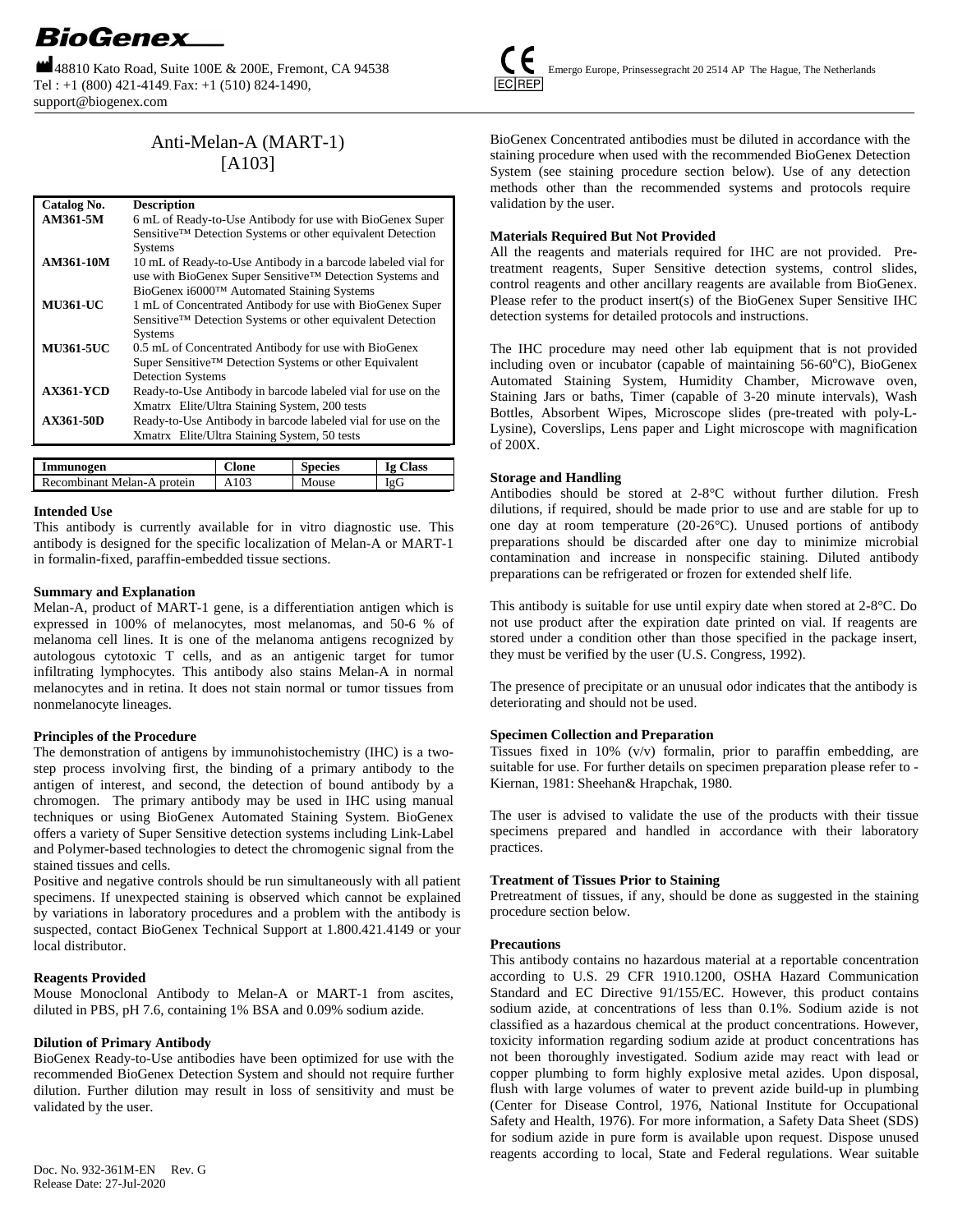**BioGenex**

48810 Kato Road, Suite 100E & 200E, Fremont, CA 94538
Tel : +1 (800) 421-4149, Fax: +1 (510) 824-1490,
support@biogenex.com

Emergo Europe, Prinsessegracht 20 2514 AP The Hague, The Netherlands

# Anti-Melan-A (MART-1) [A103]

| Catalog No. | Description |
| --- | --- |
| AM361-5M | 6 mL of Ready-to-Use Antibody for use with BioGenex Super Sensitive™ Detection Systems or other equivalent Detection Systems |
| AM361-10M | 10 mL of Ready-to-Use Antibody in a barcode labeled vial for use with BioGenex Super Sensitive™ Detection Systems and BioGenex i6000™ Automated Staining Systems |
| MU361-UC | 1 mL of Concentrated Antibody for use with BioGenex Super Sensitive™ Detection Systems or other equivalent Detection Systems |
| MU361-5UC | 0.5 mL of Concentrated Antibody for use with BioGenex Super Sensitive™ Detection Systems or other Equivalent Detection Systems |
| AX361-YCD | Ready-to-Use Antibody in barcode labeled vial for use on the Xmatrx Elite/Ultra Staining System, 200 tests |
| AX361-50D | Ready-to-Use Antibody in barcode labeled vial for use on the Xmatrx Elite/Ultra Staining System, 50 tests |

| Immunogen | Clone | Species | Ig Class |
| --- | --- | --- | --- |
| Recombinant Melan-A protein | A103 | Mouse | IgG |

### Intended Use

This antibody is currently available for in vitro diagnostic use. This antibody is designed for the specific localization of Melan-A or MART-1 in formalin-fixed, paraffin-embedded tissue sections.

### Summary and Explanation

Melan-A, product of MART-1 gene, is a differentiation antigen which is expressed in 100% of melanocytes, most melanomas, and 50-6 % of melanoma cell lines. It is one of the melanoma antigens recognized by autologous cytotoxic T cells, and as an antigenic target for tumor infiltrating lymphocytes. This antibody also stains Melan-A in normal melanocytes and in retina. It does not stain normal or tumor tissues from nonmelanocyte lineages.

### Principles of the Procedure

The demonstration of antigens by immunohistochemistry (IHC) is a two-step process involving first, the binding of a primary antibody to the antigen of interest, and second, the detection of bound antibody by a chromogen. The primary antibody may be used in IHC using manual techniques or using BioGenex Automated Staining System. BioGenex offers a variety of Super Sensitive detection systems including Link-Label and Polymer-based technologies to detect the chromogenic signal from the stained tissues and cells.

Positive and negative controls should be run simultaneously with all patient specimens. If unexpected staining is observed which cannot be explained by variations in laboratory procedures and a problem with the antibody is suspected, contact BioGenex Technical Support at 1.800.421.4149 or your local distributor.

### Reagents Provided

Mouse Monoclonal Antibody to Melan-A or MART-1 from ascites, diluted in PBS, pH 7.6, containing 1% BSA and 0.09% sodium azide.

### Dilution of Primary Antibody

BioGenex Ready-to-Use antibodies have been optimized for use with the recommended BioGenex Detection System and should not require further dilution. Further dilution may result in loss of sensitivity and must be validated by the user.

BioGenex Concentrated antibodies must be diluted in accordance with the staining procedure when used with the recommended BioGenex Detection System (see staining procedure section below). Use of any detection methods other than the recommended systems and protocols require validation by the user.

### Materials Required But Not Provided

All the reagents and materials required for IHC are not provided. Pre-treatment reagents, Super Sensitive detection systems, control slides, control reagents and other ancillary reagents are available from BioGenex. Please refer to the product insert(s) of the BioGenex Super Sensitive IHC detection systems for detailed protocols and instructions.

The IHC procedure may need other lab equipment that is not provided including oven or incubator (capable of maintaining 56-60°C), BioGenex Automated Staining System, Humidity Chamber, Microwave oven, Staining Jars or baths, Timer (capable of 3-20 minute intervals), Wash Bottles, Absorbent Wipes, Microscope slides (pre-treated with poly-L-Lysine), Coverslips, Lens paper and Light microscope with magnification of 200X.

### Storage and Handling

Antibodies should be stored at 2-8°C without further dilution. Fresh dilutions, if required, should be made prior to use and are stable for up to one day at room temperature (20-26°C). Unused portions of antibody preparations should be discarded after one day to minimize microbial contamination and increase in nonspecific staining. Diluted antibody preparations can be refrigerated or frozen for extended shelf life.

This antibody is suitable for use until expiry date when stored at 2-8°C. Do not use product after the expiration date printed on vial. If reagents are stored under a condition other than those specified in the package insert, they must be verified by the user (U.S. Congress, 1992).

The presence of precipitate or an unusual odor indicates that the antibody is deteriorating and should not be used.

### Specimen Collection and Preparation

Tissues fixed in 10% (v/v) formalin, prior to paraffin embedding, are suitable for use. For further details on specimen preparation please refer to - Kiernan, 1981: Sheehan& Hrapchak, 1980.

The user is advised to validate the use of the products with their tissue specimens prepared and handled in accordance with their laboratory practices.

### Treatment of Tissues Prior to Staining

Pretreatment of tissues, if any, should be done as suggested in the staining procedure section below.

### Precautions

This antibody contains no hazardous material at a reportable concentration according to U.S. 29 CFR 1910.1200, OSHA Hazard Communication Standard and EC Directive 91/155/EC. However, this product contains sodium azide, at concentrations of less than 0.1%. Sodium azide is not classified as a hazardous chemical at the product concentrations. However, toxicity information regarding sodium azide at product concentrations has not been thoroughly investigated. Sodium azide may react with lead or copper plumbing to form highly explosive metal azides. Upon disposal, flush with large volumes of water to prevent azide build-up in plumbing (Center for Disease Control, 1976, National Institute for Occupational Safety and Health, 1976). For more information, a Safety Data Sheet (SDS) for sodium azide in pure form is available upon request. Dispose unused reagents according to local, State and Federal regulations. Wear suitable

Doc. No. 932-361M-EN Rev. G
Release Date: 27-Jul-2020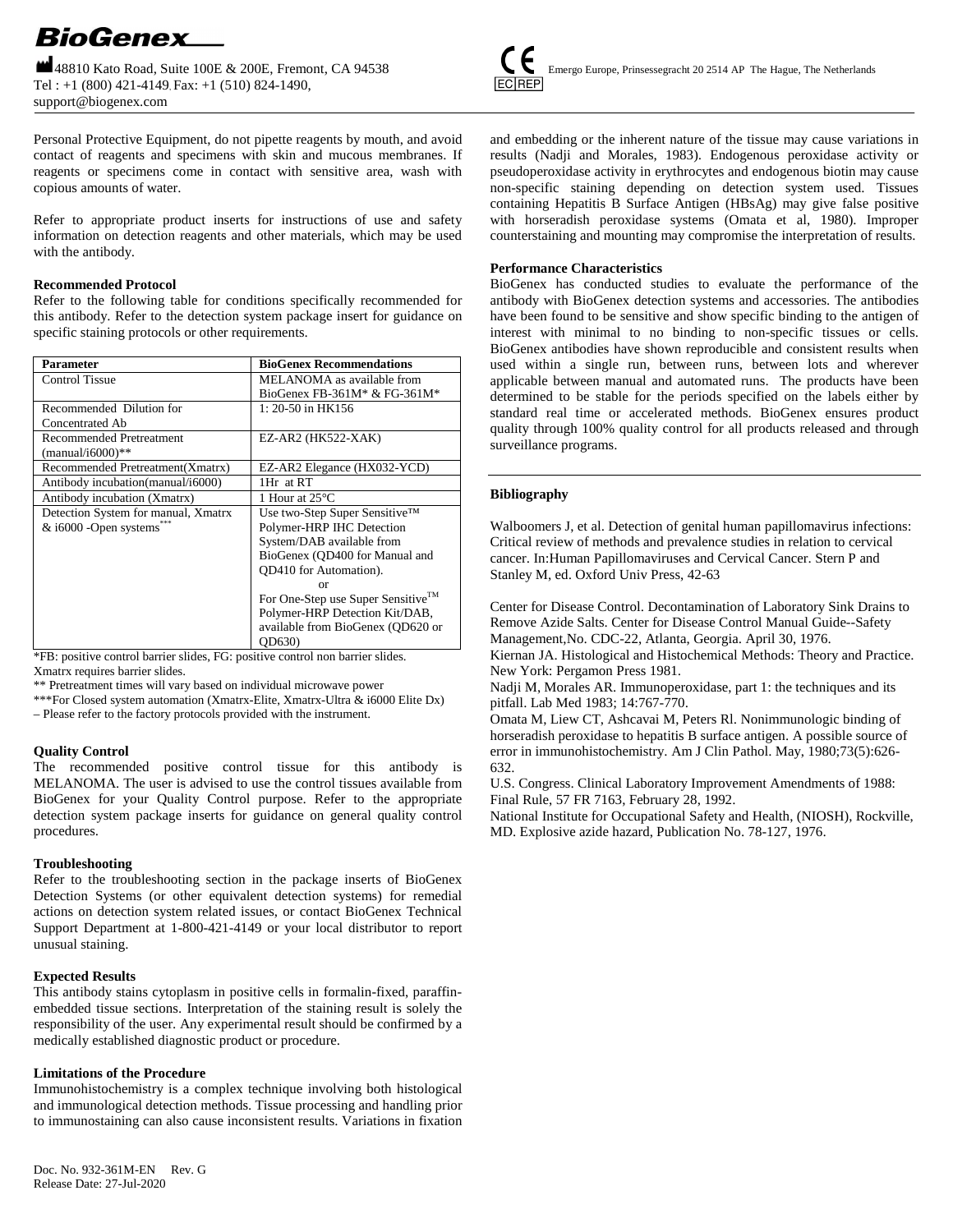Personal Protective Equipment, do not pipette reagents by mouth, and avoid contact of reagents and specimens with skin and mucous membranes. If reagents or specimens come in contact with sensitive area, wash with copious amounts of water.

Refer to appropriate product inserts for instructions of use and safety information on detection reagents and other materials, which may be used with the antibody.

**Recommended Protocol**

Refer to the following table for conditions specifically recommended for this antibody. Refer to the detection system package insert for guidance on specific staining protocols or other requirements.

| Parameter | BioGenex Recommendations |
| --- | --- |
| Control Tissue | MELANOMA as available from BioGenex FB-361M* & FG-361M* |
| Recommended Dilution for Concentrated Ab | 1: 20-50 in HK156 |
| Recommended Pretreatment (manual/i6000)** | EZ-AR2 (HK522-XAK) |
| Recommended Pretreatment(Xmatrx) | EZ-AR2 Elegance (HX032-YCD) |
| Antibody incubation(manual/i6000) | 1Hr at RT |
| Antibody incubation (Xmatrx) | 1 Hour at 25°C |
| Detection System for manual, Xmatrx & i6000 -Open systems*** | Use two-Step Super Sensitive™ Polymer-HRP IHC Detection System/DAB available from BioGenex (QD400 for Manual and QD410 for Automation). or For One-Step use Super Sensitive™ Polymer-HRP Detection Kit/DAB, available from BioGenex (QD620 or QD630) |

*FB: positive control barrier slides, FG: positive control non barrier slides. Xmatrx requires barrier slides.

** Pretreatment times will vary based on individual microwave power

***For Closed system automation (Xmatrx-Elite, Xmatrx-Ultra & i6000 Elite Dx) – Please refer to the factory protocols provided with the instrument.

**Quality Control**

The recommended positive control tissue for this antibody is MELANOMA. The user is advised to use the control tissues available from BioGenex for your Quality Control purpose. Refer to the appropriate detection system package inserts for guidance on general quality control procedures.

**Troubleshooting**

Refer to the troubleshooting section in the package inserts of BioGenex Detection Systems (or other equivalent detection systems) for remedial actions on detection system related issues, or contact BioGenex Technical Support Department at 1-800-421-4149 or your local distributor to report unusual staining.

**Expected Results**

This antibody stains cytoplasm in positive cells in formalin-fixed, paraffin-embedded tissue sections. Interpretation of the staining result is solely the responsibility of the user. Any experimental result should be confirmed by a medically established diagnostic product or procedure.

**Limitations of the Procedure**

Immunohistochemistry is a complex technique involving both histological and immunological detection methods. Tissue processing and handling prior to immunostaining can also cause inconsistent results. Variations in fixation and embedding or the inherent nature of the tissue may cause variations in results (Nadji and Morales, 1983). Endogenous peroxidase activity or pseudoperoxidase activity in erythrocytes and endogenous biotin may cause non-specific staining depending on detection system used. Tissues containing Hepatitis B Surface Antigen (HBsAg) may give false positive with horseradish peroxidase systems (Omata et al, 1980). Improper counterstaining and mounting may compromise the interpretation of results.

**Performance Characteristics**

BioGenex has conducted studies to evaluate the performance of the antibody with BioGenex detection systems and accessories. The antibodies have been found to be sensitive and show specific binding to the antigen of interest with minimal to no binding to non-specific tissues or cells. BioGenex antibodies have shown reproducible and consistent results when used within a single run, between runs, between lots and wherever applicable between manual and automated runs. The products have been determined to be stable for the periods specified on the labels either by standard real time or accelerated methods. BioGenex ensures product quality through 100% quality control for all products released and through surveillance programs.

**Bibliography**

Walboomers J, et al. Detection of genital human papillomavirus infections: Critical review of methods and prevalence studies in relation to cervical cancer. In:Human Papillomaviruses and Cervical Cancer. Stern P and Stanley M, ed. Oxford Univ Press, 42-63

Center for Disease Control. Decontamination of Laboratory Sink Drains to Remove Azide Salts. Center for Disease Control Manual Guide--Safety Management,No. CDC-22, Atlanta, Georgia. April 30, 1976.

Kiernan JA. Histological and Histochemical Methods: Theory and Practice. New York: Pergamon Press 1981.

Nadji M, Morales AR. Immunoperoxidase, part 1: the techniques and its pitfall. Lab Med 1983; 14:767-770.

Omata M, Liew CT, Ashcavai M, Peters Rl. Nonimmunologic binding of horseradish peroxidase to hepatitis B surface antigen. A possible source of error in immunohistochemistry. Am J Clin Pathol. May, 1980;73(5):626-632.

U.S. Congress. Clinical Laboratory Improvement Amendments of 1988: Final Rule, 57 FR 7163, February 28, 1992.

National Institute for Occupational Safety and Health, (NIOSH), Rockville, MD. Explosive azide hazard, Publication No. 78-127, 1976.